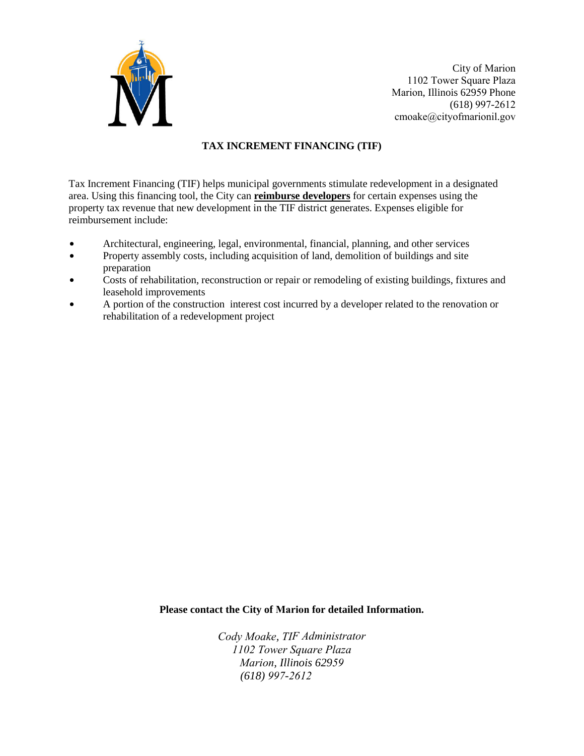City of Marion
1102 Tower Square Plaza
Marion, Illinois 62959 Phone
(618) 997-2612
cmoake@cityofmarionil.gov

## TAX INCREMENT FINANCING (TIF)

Tax Increment Financing (TIF) helps municipal governments stimulate redevelopment in a designated area. Using this financing tool, the City can **reimburse developers** for certain expenses using the property tax revenue that new development in the TIF district generates. Expenses eligible for reimbursement include:

- Architectural, engineering, legal, environmental, financial, planning, and other services
- Property assembly costs, including acquisition of land, demolition of buildings and site preparation
- Costs of rehabilitation, reconstruction or repair or remodeling of existing buildings, fixtures and leasehold improvements
- A portion of the construction interest cost incurred by a developer related to the renovation or rehabilitation of a redevelopment project

**Please contact the City of Marion for detailed Information.**

*Cody Moake, TIF Administrator*
*1102 Tower Square Plaza*
*Marion, Illinois 62959*
*(618) 997-2612*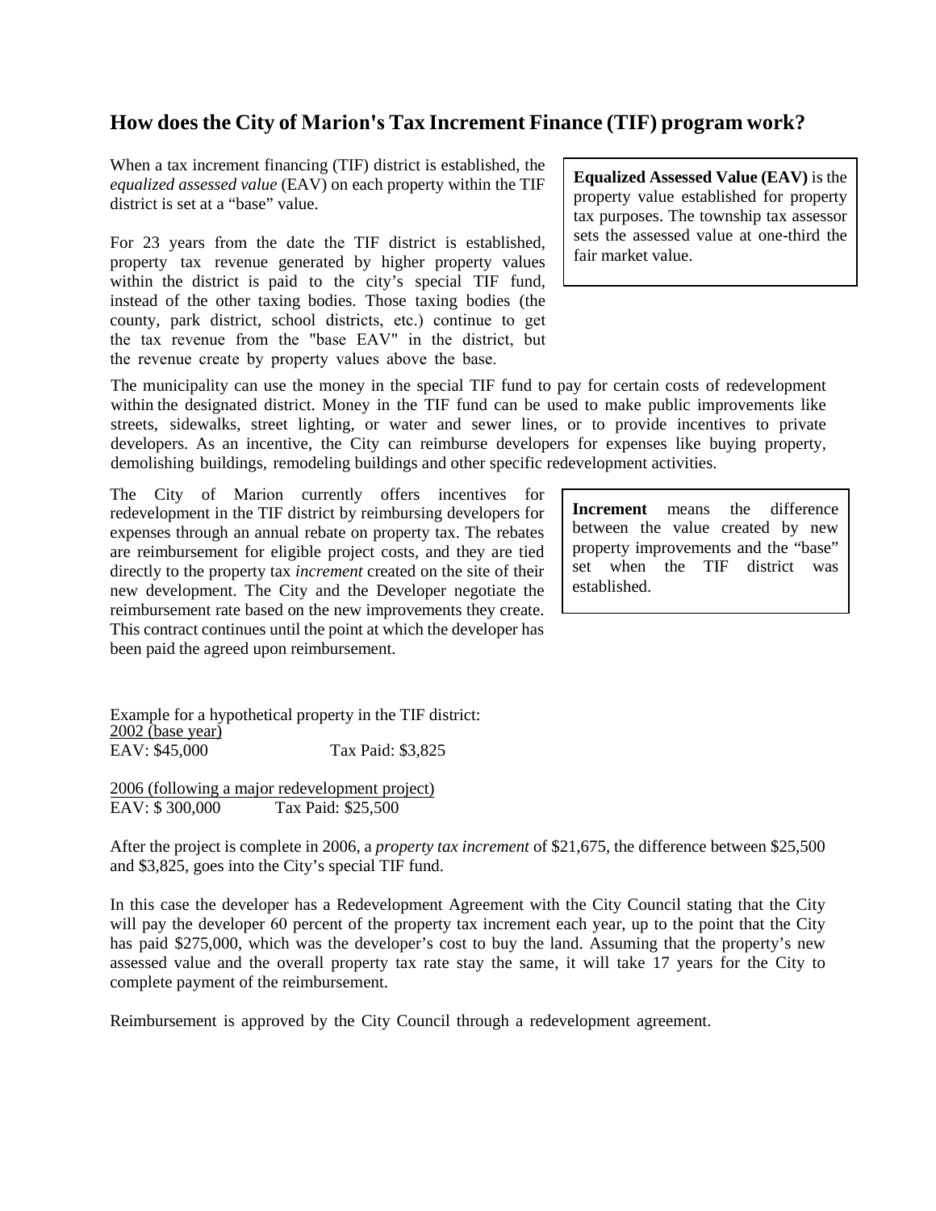# How does the City of Marion's Tax Increment Finance (TIF) program work?

When a tax increment financing (TIF) district is established, the *equalized assessed value* (EAV) on each property within the TIF district is set at a "base" value.

> **Equalized Assessed Value (EAV)** is the property value established for property tax purposes. The township tax assessor sets the assessed value at one-third the fair market value.

For 23 years from the date the TIF district is established, property tax revenue generated by higher property values within the district is paid to the city's special TIF fund, instead of the other taxing bodies. Those taxing bodies (the county, park district, school districts, etc.) continue to get the tax revenue from the "base EAV" in the district, but the revenue create by property values above the base.

The municipality can use the money in the special TIF fund to pay for certain costs of redevelopment within the designated district. Money in the TIF fund can be used to make public improvements like streets, sidewalks, street lighting, or water and sewer lines, or to provide incentives to private developers. As an incentive, the City can reimburse developers for expenses like buying property, demolishing buildings, remodeling buildings and other specific redevelopment activities.

The City of Marion currently offers incentives for redevelopment in the TIF district by reimbursing developers for expenses through an annual rebate on property tax. The rebates are reimbursement for eligible project costs, and they are tied directly to the property tax *increment* created on the site of their new development. The City and the Developer negotiate the reimbursement rate based on the new improvements they create. This contract continues until the point at which the developer has been paid the agreed upon reimbursement.

> **Increment** means the difference between the value created by new property improvements and the "base" set when the TIF district was established.

Example for a hypothetical property in the TIF district:

<u>2002 (base year)</u>
EAV: $45,000 Tax Paid: $3,825

<u>2006 (following a major redevelopment project)</u>
EAV: $ 300,000 Tax Paid: $25,500

After the project is complete in 2006, a *property tax increment* of $21,675, the difference between $25,500 and $3,825, goes into the City's special TIF fund.

In this case the developer has a Redevelopment Agreement with the City Council stating that the City will pay the developer 60 percent of the property tax increment each year, up to the point that the City has paid $275,000, which was the developer's cost to buy the land. Assuming that the property's new assessed value and the overall property tax rate stay the same, it will take 17 years for the City to complete payment of the reimbursement.

Reimbursement is approved by the City Council through a redevelopment agreement.